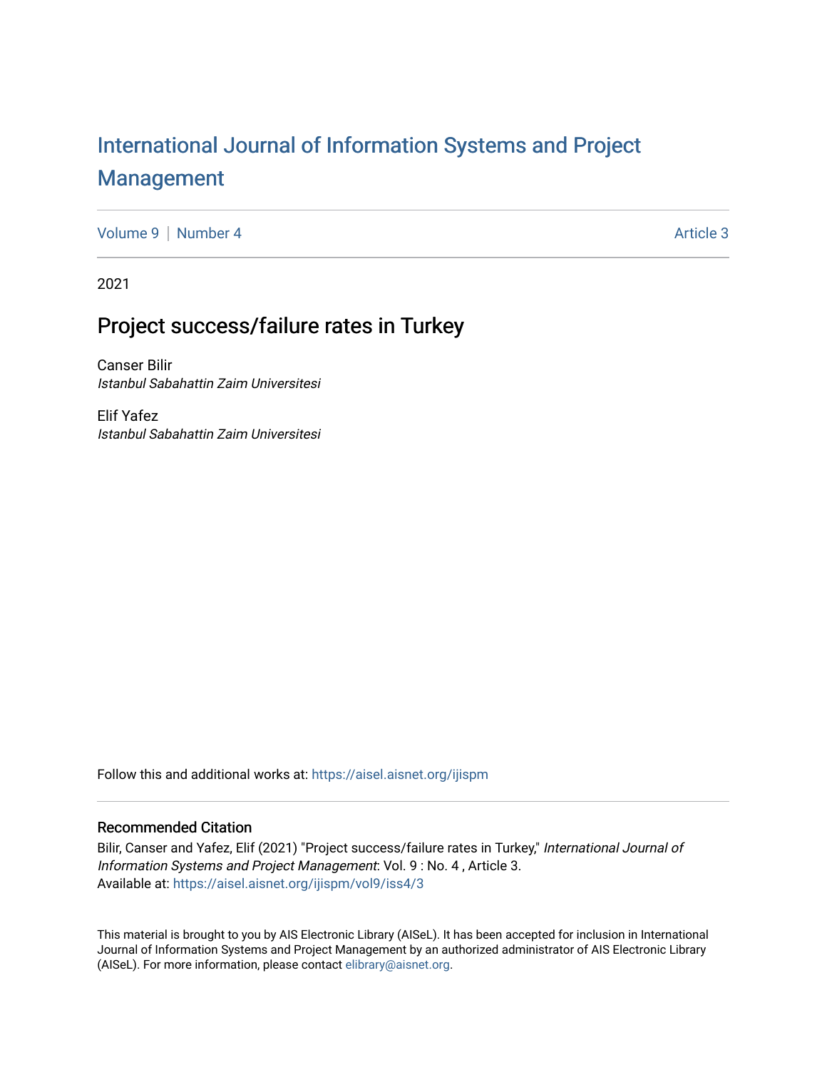# International Journal of Information Systems and Project Management

Volume 9 | Number 4 | Article 3

2021

## Project success/failure rates in Turkey

Canser Bilir
*Istanbul Sabahattin Zaim Universitesi*

Elif Yafez
*Istanbul Sabahattin Zaim Universitesi*

Follow this and additional works at: https://aisel.aisnet.org/ijispm

### Recommended Citation

Bilir, Canser and Yafez, Elif (2021) "Project success/failure rates in Turkey," *International Journal of Information Systems and Project Management*: Vol. 9 : No. 4 , Article 3.
Available at: https://aisel.aisnet.org/ijispm/vol9/iss4/3

This material is brought to you by AIS Electronic Library (AISeL). It has been accepted for inclusion in International Journal of Information Systems and Project Management by an authorized administrator of AIS Electronic Library (AISeL). For more information, please contact elibrary@aisnet.org.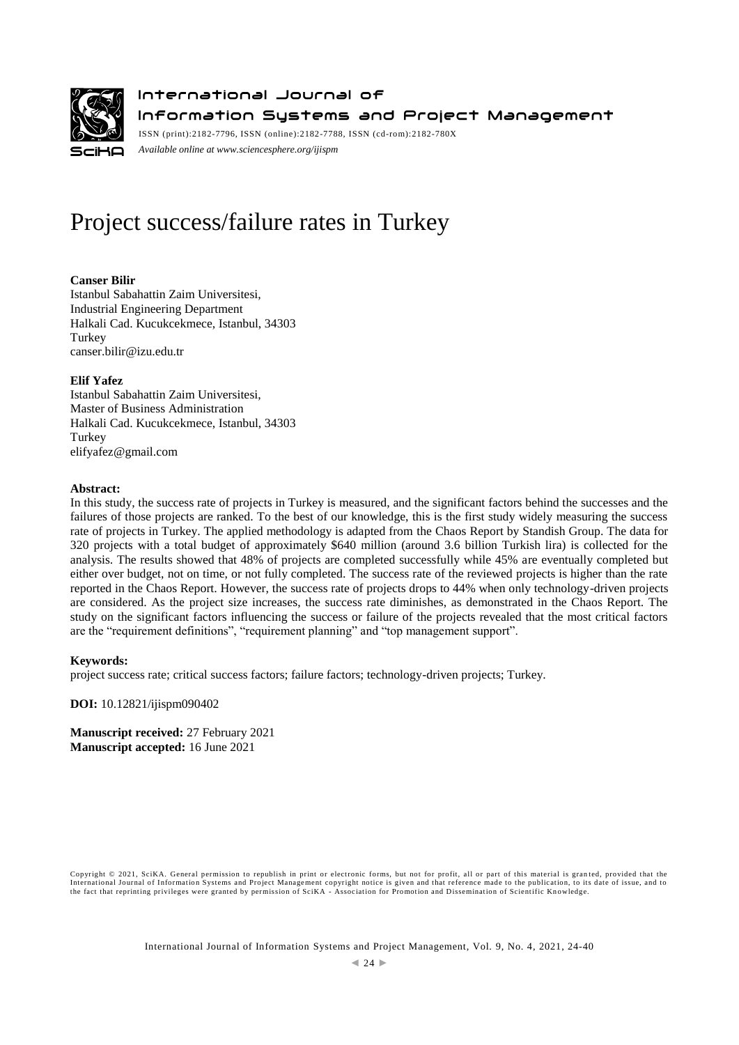# Project success/failure rates in Turkey

**Canser Bilir**
Istanbul Sabahattin Zaim Universitesi,
Industrial Engineering Department
Halkali Cad. Kucukcekmece, Istanbul, 34303
Turkey
canser.bilir@izu.edu.tr

**Elif Yafez**
Istanbul Sabahattin Zaim Universitesi,
Master of Business Administration
Halkali Cad. Kucukcekmece, Istanbul, 34303
Turkey
elifyafez@gmail.com

**Abstract:**

In this study, the success rate of projects in Turkey is measured, and the significant factors behind the successes and the failures of those projects are ranked. To the best of our knowledge, this is the first study widely measuring the success rate of projects in Turkey. The applied methodology is adapted from the Chaos Report by Standish Group. The data for 320 projects with a total budget of approximately $640 million (around 3.6 billion Turkish lira) is collected for the analysis. The results showed that 48% of projects are completed successfully while 45% are eventually completed but either over budget, not on time, or not fully completed. The success rate of the reviewed projects is higher than the rate reported in the Chaos Report. However, the success rate of projects drops to 44% when only technology-driven projects are considered. As the project size increases, the success rate diminishes, as demonstrated in the Chaos Report. The study on the significant factors influencing the success or failure of the projects revealed that the most critical factors are the "requirement definitions", "requirement planning" and "top management support".

**Keywords:**

project success rate; critical success factors; failure factors; technology-driven projects; Turkey.

**DOI:** 10.12821/ijispm090402

**Manuscript received:** 27 February 2021
**Manuscript accepted:** 16 June 2021

Copyright © 2021, SciKA. General permission to republish in print or electronic forms, but not for profit, all or part of this material is granted, provided that the International Journal of Information Systems and Project Management copyright notice is given and that reference made to the publication, to its date of issue, and to the fact that reprinting privileges were granted by permission of SciKA - Association for Promotion and Dissemination of Scientific Knowledge.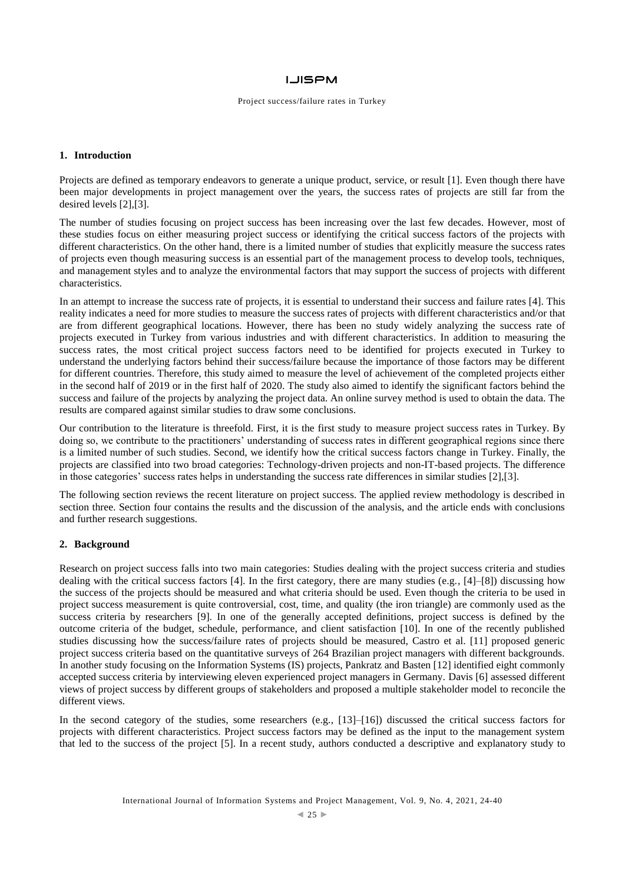## 1. Introduction

Projects are defined as temporary endeavors to generate a unique product, service, or result [1]. Even though there have been major developments in project management over the years, the success rates of projects are still far from the desired levels [2],[3].

The number of studies focusing on project success has been increasing over the last few decades. However, most of these studies focus on either measuring project success or identifying the critical success factors of the projects with different characteristics. On the other hand, there is a limited number of studies that explicitly measure the success rates of projects even though measuring success is an essential part of the management process to develop tools, techniques, and management styles and to analyze the environmental factors that may support the success of projects with different characteristics.

In an attempt to increase the success rate of projects, it is essential to understand their success and failure rates [4]. This reality indicates a need for more studies to measure the success rates of projects with different characteristics and/or that are from different geographical locations. However, there has been no study widely analyzing the success rate of projects executed in Turkey from various industries and with different characteristics. In addition to measuring the success rates, the most critical project success factors need to be identified for projects executed in Turkey to understand the underlying factors behind their success/failure because the importance of those factors may be different for different countries. Therefore, this study aimed to measure the level of achievement of the completed projects either in the second half of 2019 or in the first half of 2020. The study also aimed to identify the significant factors behind the success and failure of the projects by analyzing the project data. An online survey method is used to obtain the data. The results are compared against similar studies to draw some conclusions.

Our contribution to the literature is threefold. First, it is the first study to measure project success rates in Turkey. By doing so, we contribute to the practitioners' understanding of success rates in different geographical regions since there is a limited number of such studies. Second, we identify how the critical success factors change in Turkey. Finally, the projects are classified into two broad categories: Technology-driven projects and non-IT-based projects. The difference in those categories' success rates helps in understanding the success rate differences in similar studies [2],[3].

The following section reviews the recent literature on project success. The applied review methodology is described in section three. Section four contains the results and the discussion of the analysis, and the article ends with conclusions and further research suggestions.

## 2. Background

Research on project success falls into two main categories: Studies dealing with the project success criteria and studies dealing with the critical success factors [4]. In the first category, there are many studies (e.g., [4]–[8]) discussing how the success of the projects should be measured and what criteria should be used. Even though the criteria to be used in project success measurement is quite controversial, cost, time, and quality (the iron triangle) are commonly used as the success criteria by researchers [9]. In one of the generally accepted definitions, project success is defined by the outcome criteria of the budget, schedule, performance, and client satisfaction [10]. In one of the recently published studies discussing how the success/failure rates of projects should be measured, Castro et al. [11] proposed generic project success criteria based on the quantitative surveys of 264 Brazilian project managers with different backgrounds. In another study focusing on the Information Systems (IS) projects, Pankratz and Basten [12] identified eight commonly accepted success criteria by interviewing eleven experienced project managers in Germany. Davis [6] assessed different views of project success by different groups of stakeholders and proposed a multiple stakeholder model to reconcile the different views.

In the second category of the studies, some researchers (e.g., [13]–[16]) discussed the critical success factors for projects with different characteristics. Project success factors may be defined as the input to the management system that led to the success of the project [5]. In a recent study, authors conducted a descriptive and explanatory study to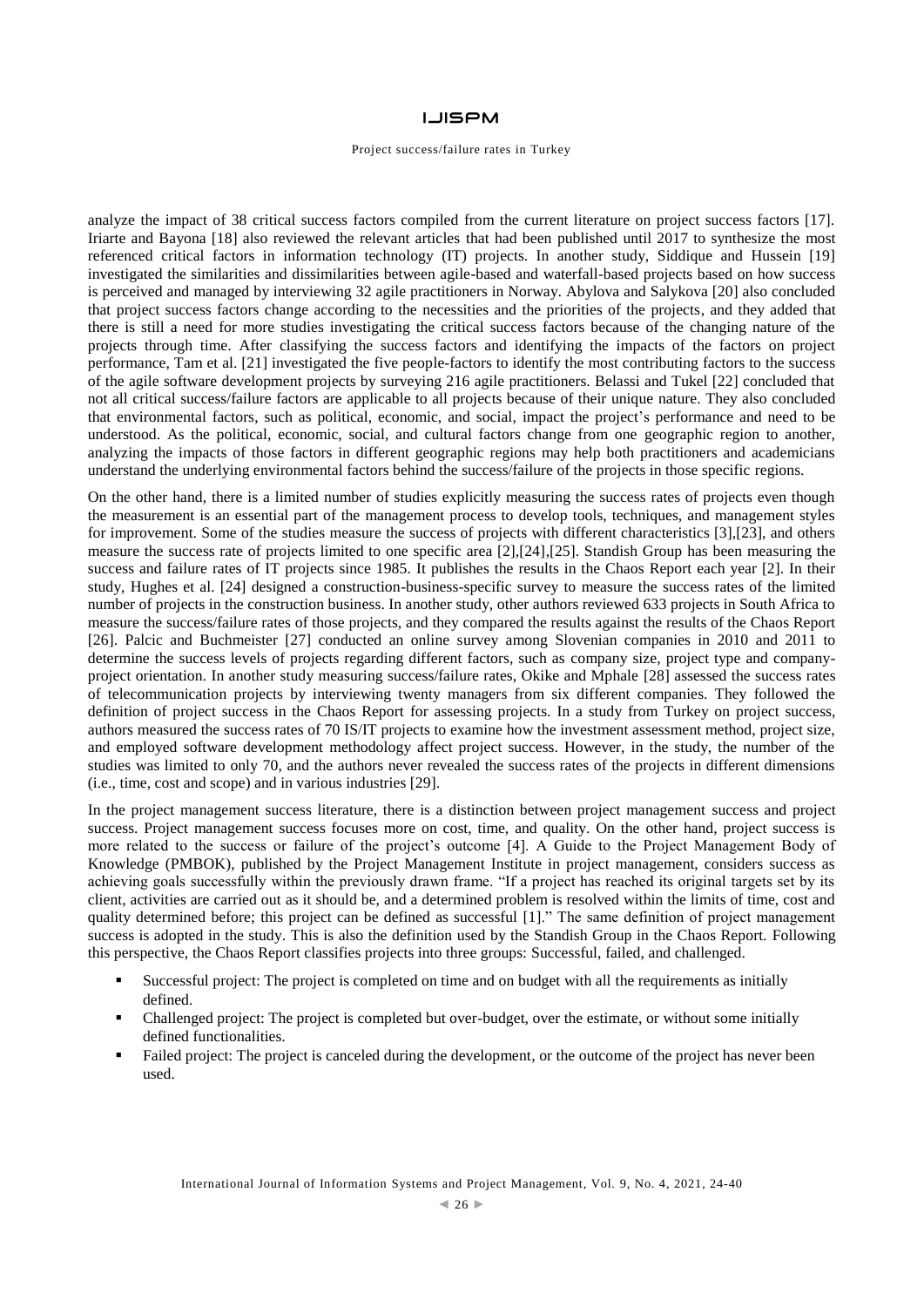analyze the impact of 38 critical success factors compiled from the current literature on project success factors [17]. Iriarte and Bayona [18] also reviewed the relevant articles that had been published until 2017 to synthesize the most referenced critical factors in information technology (IT) projects. In another study, Siddique and Hussein [19] investigated the similarities and dissimilarities between agile-based and waterfall-based projects based on how success is perceived and managed by interviewing 32 agile practitioners in Norway. Abylova and Salykova [20] also concluded that project success factors change according to the necessities and the priorities of the projects, and they added that there is still a need for more studies investigating the critical success factors because of the changing nature of the projects through time. After classifying the success factors and identifying the impacts of the factors on project performance, Tam et al. [21] investigated the five people-factors to identify the most contributing factors to the success of the agile software development projects by surveying 216 agile practitioners. Belassi and Tukel [22] concluded that not all critical success/failure factors are applicable to all projects because of their unique nature. They also concluded that environmental factors, such as political, economic, and social, impact the project's performance and need to be understood. As the political, economic, social, and cultural factors change from one geographic region to another, analyzing the impacts of those factors in different geographic regions may help both practitioners and academicians understand the underlying environmental factors behind the success/failure of the projects in those specific regions.

On the other hand, there is a limited number of studies explicitly measuring the success rates of projects even though the measurement is an essential part of the management process to develop tools, techniques, and management styles for improvement. Some of the studies measure the success of projects with different characteristics [3],[23], and others measure the success rate of projects limited to one specific area [2],[24],[25]. Standish Group has been measuring the success and failure rates of IT projects since 1985. It publishes the results in the Chaos Report each year [2]. In their study, Hughes et al. [24] designed a construction-business-specific survey to measure the success rates of the limited number of projects in the construction business. In another study, other authors reviewed 633 projects in South Africa to measure the success/failure rates of those projects, and they compared the results against the results of the Chaos Report [26]. Palcic and Buchmeister [27] conducted an online survey among Slovenian companies in 2010 and 2011 to determine the success levels of projects regarding different factors, such as company size, project type and company-project orientation. In another study measuring success/failure rates, Okike and Mphale [28] assessed the success rates of telecommunication projects by interviewing twenty managers from six different companies. They followed the definition of project success in the Chaos Report for assessing projects. In a study from Turkey on project success, authors measured the success rates of 70 IS/IT projects to examine how the investment assessment method, project size, and employed software development methodology affect project success. However, in the study, the number of the studies was limited to only 70, and the authors never revealed the success rates of the projects in different dimensions (i.e., time, cost and scope) and in various industries [29].

In the project management success literature, there is a distinction between project management success and project success. Project management success focuses more on cost, time, and quality. On the other hand, project success is more related to the success or failure of the project's outcome [4]. A Guide to the Project Management Body of Knowledge (PMBOK), published by the Project Management Institute in project management, considers success as achieving goals successfully within the previously drawn frame. "If a project has reached its original targets set by its client, activities are carried out as it should be, and a determined problem is resolved within the limits of time, cost and quality determined before; this project can be defined as successful [1]." The same definition of project management success is adopted in the study. This is also the definition used by the Standish Group in the Chaos Report. Following this perspective, the Chaos Report classifies projects into three groups: Successful, failed, and challenged.

- Successful project: The project is completed on time and on budget with all the requirements as initially defined.
- Challenged project: The project is completed but over-budget, over the estimate, or without some initially defined functionalities.
- Failed project: The project is canceled during the development, or the outcome of the project has never been used.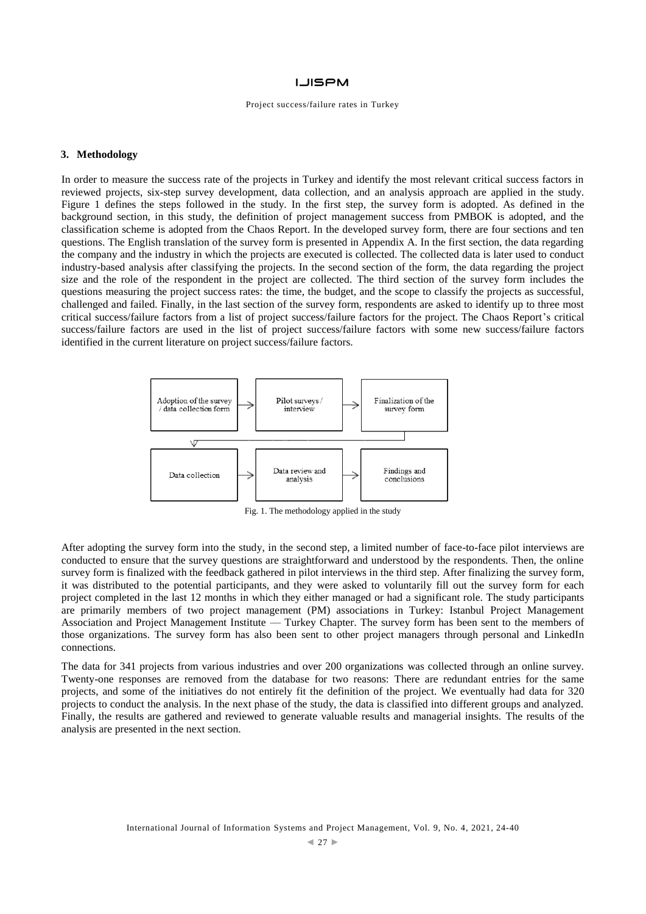## 3. Methodology

In order to measure the success rate of the projects in Turkey and identify the most relevant critical success factors in reviewed projects, six-step survey development, data collection, and an analysis approach are applied in the study. Figure 1 defines the steps followed in the study. In the first step, the survey form is adopted. As defined in the background section, in this study, the definition of project management success from PMBOK is adopted, and the classification scheme is adopted from the Chaos Report. In the developed survey form, there are four sections and ten questions. The English translation of the survey form is presented in Appendix A. In the first section, the data regarding the company and the industry in which the projects are executed is collected. The collected data is later used to conduct industry-based analysis after classifying the projects. In the second section of the form, the data regarding the project size and the role of the respondent in the project are collected. The third section of the survey form includes the questions measuring the project success rates: the time, the budget, and the scope to classify the projects as successful, challenged and failed. Finally, in the last section of the survey form, respondents are asked to identify up to three most critical success/failure factors from a list of project success/failure factors for the project. The Chaos Report's critical success/failure factors are used in the list of project success/failure factors with some new success/failure factors identified in the current literature on project success/failure factors.

Adoption of the survey / data collection form → Pilot surveys / interview → Finalization of the survey form → Data collection → Data review and analysis → Findings and conclusions

Fig. 1. The methodology applied in the study

After adopting the survey form into the study, in the second step, a limited number of face-to-face pilot interviews are conducted to ensure that the survey questions are straightforward and understood by the respondents. Then, the online survey form is finalized with the feedback gathered in pilot interviews in the third step. After finalizing the survey form, it was distributed to the potential participants, and they were asked to voluntarily fill out the survey form for each project completed in the last 12 months in which they either managed or had a significant role. The study participants are primarily members of two project management (PM) associations in Turkey: Istanbul Project Management Association and Project Management Institute — Turkey Chapter. The survey form has been sent to the members of those organizations. The survey form has also been sent to other project managers through personal and LinkedIn connections.

The data for 341 projects from various industries and over 200 organizations was collected through an online survey. Twenty-one responses are removed from the database for two reasons: There are redundant entries for the same projects, and some of the initiatives do not entirely fit the definition of the project. We eventually had data for 320 projects to conduct the analysis. In the next phase of the study, the data is classified into different groups and analyzed. Finally, the results are gathered and reviewed to generate valuable results and managerial insights. The results of the analysis are presented in the next section.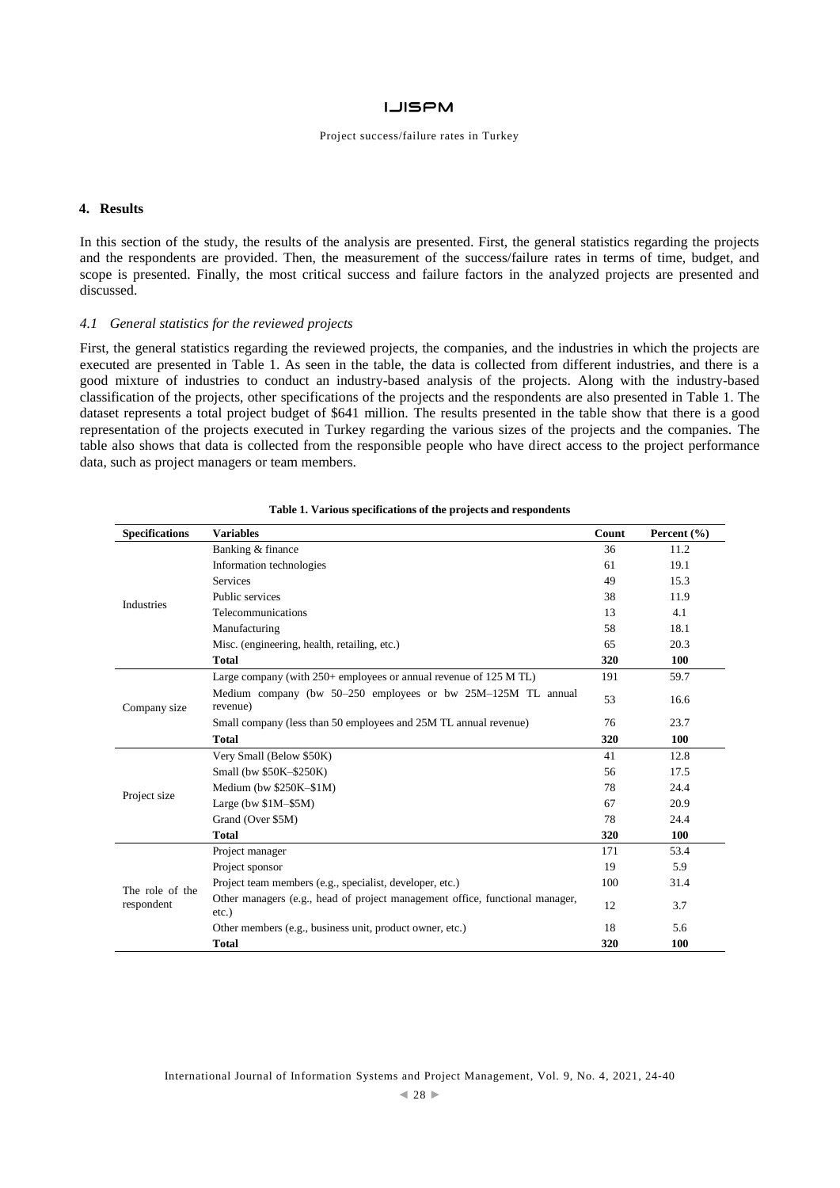## 4. Results

In this section of the study, the results of the analysis are presented. First, the general statistics regarding the projects and the respondents are provided. Then, the measurement of the success/failure rates in terms of time, budget, and scope is presented. Finally, the most critical success and failure factors in the analyzed projects are presented and discussed.

### *4.1 General statistics for the reviewed projects*

First, the general statistics regarding the reviewed projects, the companies, and the industries in which the projects are executed are presented in Table 1. As seen in the table, the data is collected from different industries, and there is a good mixture of industries to conduct an industry-based analysis of the projects. Along with the industry-based classification of the projects, other specifications of the projects and the respondents are also presented in Table 1. The dataset represents a total project budget of $641 million. The results presented in the table show that there is a good representation of the projects executed in Turkey regarding the various sizes of the projects and the companies. The table also shows that data is collected from the responsible people who have direct access to the project performance data, such as project managers or team members.

**Table 1. Various specifications of the projects and respondents**

| Specifications | Variables | Count | Percent (%) |
|---|---|---|---|
| Industries | Banking & finance | 36 | 11.2 |
| | Information technologies | 61 | 19.1 |
| | Services | 49 | 15.3 |
| | Public services | 38 | 11.9 |
| | Telecommunications | 13 | 4.1 |
| | Manufacturing | 58 | 18.1 |
| | Misc. (engineering, health, retailing, etc.) | 65 | 20.3 |
| | **Total** | **320** | **100** |
| Company size | Large company (with 250+ employees or annual revenue of 125 M TL) | 191 | 59.7 |
| | Medium company (bw 50–250 employees or bw 25M–125M TL annual revenue) | 53 | 16.6 |
| | Small company (less than 50 employees and 25M TL annual revenue) | 76 | 23.7 |
| | **Total** | **320** | **100** |
| Project size | Very Small (Below $50K) | 41 | 12.8 |
| | Small (bw $50K–$250K) | 56 | 17.5 |
| | Medium (bw $250K–$1M) | 78 | 24.4 |
| | Large (bw $1M–$5M) | 67 | 20.9 |
| | Grand (Over $5M) | 78 | 24.4 |
| | **Total** | **320** | **100** |
| The role of the respondent | Project manager | 171 | 53.4 |
| | Project sponsor | 19 | 5.9 |
| | Project team members (e.g., specialist, developer, etc.) | 100 | 31.4 |
| | Other managers (e.g., head of project management office, functional manager, etc.) | 12 | 3.7 |
| | Other members (e.g., business unit, product owner, etc.) | 18 | 5.6 |
| | **Total** | **320** | **100** |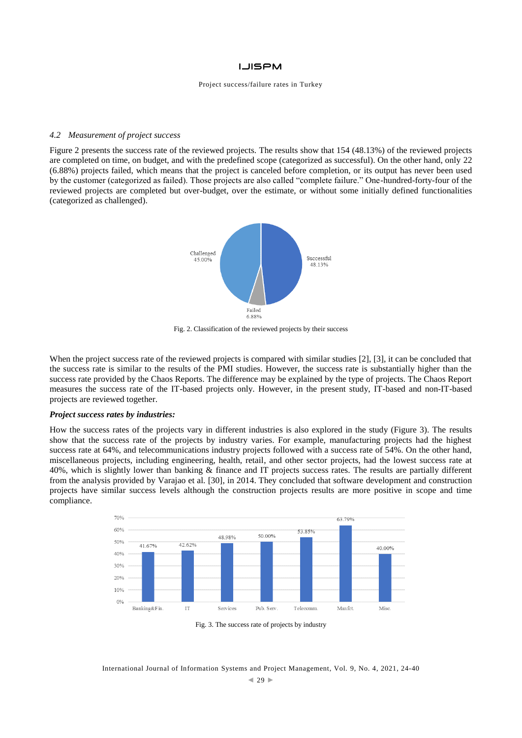### 4.2 Measurement of project success

Figure 2 presents the success rate of the reviewed projects. The results show that 154 (48.13%) of the reviewed projects are completed on time, on budget, and with the predefined scope (categorized as successful). On the other hand, only 22 (6.88%) projects failed, which means that the project is canceled before completion, or its output has never been used by the customer (categorized as failed). Those projects are also called "complete failure." One-hundred-forty-four of the reviewed projects are completed but over-budget, over the estimate, or without some initially defined functionalities (categorized as challenged).

Fig. 2. Classification of the reviewed projects by their success

When the project success rate of the reviewed projects is compared with similar studies [2], [3], it can be concluded that the success rate is similar to the results of the PMI studies. However, the success rate is substantially higher than the success rate provided by the Chaos Reports. The difference may be explained by the type of projects. The Chaos Report measures the success rate of the IT-based projects only. However, in the present study, IT-based and non-IT-based projects are reviewed together.

***Project success rates by industries:***

How the success rates of the projects vary in different industries is also explored in the study (Figure 3). The results show that the success rate of the projects by industry varies. For example, manufacturing projects had the highest success rate at 64%, and telecommunications industry projects followed with a success rate of 54%. On the other hand, miscellaneous projects, including engineering, health, retail, and other sector projects, had the lowest success rate at 40%, which is slightly lower than banking & finance and IT projects success rates. The results are partially different from the analysis provided by Varajao et al. [30], in 2014. They concluded that software development and construction projects have similar success levels although the construction projects results are more positive in scope and time compliance.

Fig. 3. The success rate of projects by industry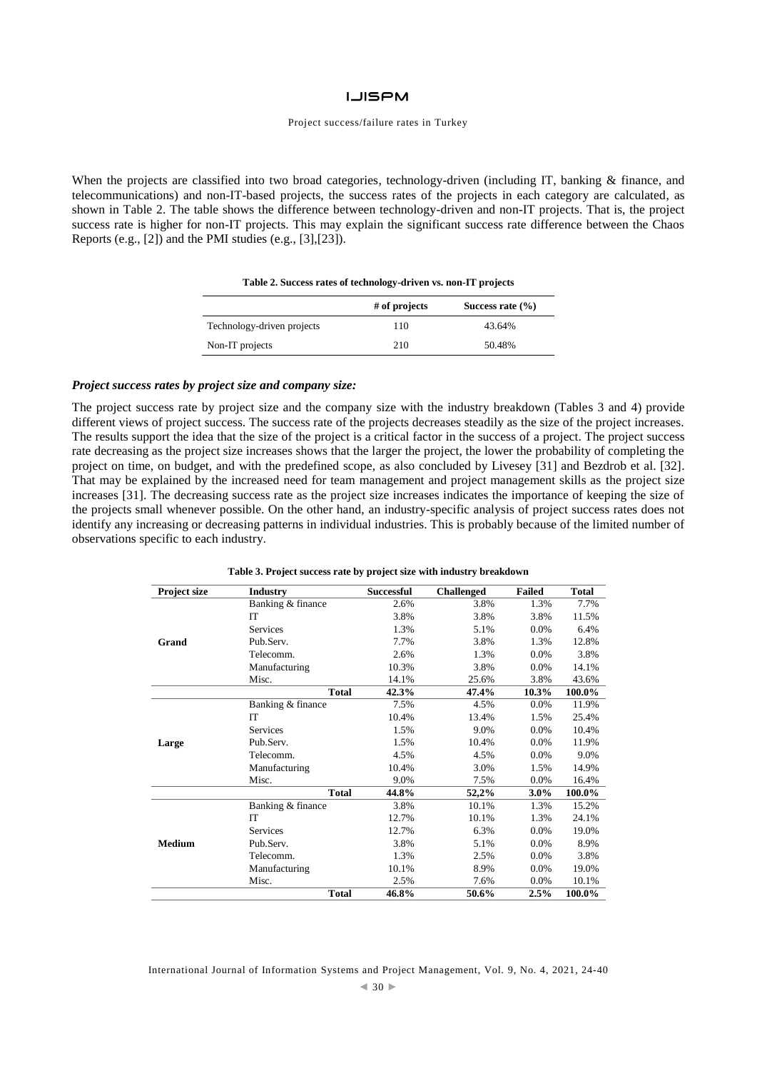When the projects are classified into two broad categories, technology-driven (including IT, banking & finance, and telecommunications) and non-IT-based projects, the success rates of the projects in each category are calculated, as shown in Table 2. The table shows the difference between technology-driven and non-IT projects. That is, the project success rate is higher for non-IT projects. This may explain the significant success rate difference between the Chaos Reports (e.g., [2]) and the PMI studies (e.g., [3],[23]).

**Table 2. Success rates of technology-driven vs. non-IT projects**

| | # of projects | Success rate (%) |
|---|---|---|
| Technology-driven projects | 110 | 43.64% |
| Non-IT projects | 210 | 50.48% |

***Project success rates by project size and company size:***

The project success rate by project size and the company size with the industry breakdown (Tables 3 and 4) provide different views of project success. The success rate of the projects decreases steadily as the size of the project increases. The results support the idea that the size of the project is a critical factor in the success of a project. The project success rate decreasing as the project size increases shows that the larger the project, the lower the probability of completing the project on time, on budget, and with the predefined scope, as also concluded by Livesey [31] and Bezdrob et al. [32]. That may be explained by the increased need for team management and project management skills as the project size increases [31]. The decreasing success rate as the project size increases indicates the importance of keeping the size of the projects small whenever possible. On the other hand, an industry-specific analysis of project success rates does not identify any increasing or decreasing patterns in individual industries. This is probably because of the limited number of observations specific to each industry.

**Table 3. Project success rate by project size with industry breakdown**

| Project size | Industry | Successful | Challenged | Failed | Total |
|---|---|---|---|---|---|
| Grand | Banking & finance | 2.6% | 3.8% | 1.3% | 7.7% |
| | IT | 3.8% | 3.8% | 3.8% | 11.5% |
| | Services | 1.3% | 5.1% | 0.0% | 6.4% |
| | Pub.Serv. | 7.7% | 3.8% | 1.3% | 12.8% |
| | Telecomm. | 2.6% | 1.3% | 0.0% | 3.8% |
| | Manufacturing | 10.3% | 3.8% | 0.0% | 14.1% |
| | Misc. | 14.1% | 25.6% | 3.8% | 43.6% |
| | **Total** | **42.3%** | **47.4%** | **10.3%** | **100.0%** |
| Large | Banking & finance | 7.5% | 4.5% | 0.0% | 11.9% |
| | IT | 10.4% | 13.4% | 1.5% | 25.4% |
| | Services | 1.5% | 9.0% | 0.0% | 10.4% |
| | Pub.Serv. | 1.5% | 10.4% | 0.0% | 11.9% |
| | Telecomm. | 4.5% | 4.5% | 0.0% | 9.0% |
| | Manufacturing | 10.4% | 3.0% | 1.5% | 14.9% |
| | Misc. | 9.0% | 7.5% | 0.0% | 16.4% |
| | **Total** | **44.8%** | **52,2%** | **3.0%** | **100.0%** |
| Medium | Banking & finance | 3.8% | 10.1% | 1.3% | 15.2% |
| | IT | 12.7% | 10.1% | 1.3% | 24.1% |
| | Services | 12.7% | 6.3% | 0.0% | 19.0% |
| | Pub.Serv. | 3.8% | 5.1% | 0.0% | 8.9% |
| | Telecomm. | 1.3% | 2.5% | 0.0% | 3.8% |
| | Manufacturing | 10.1% | 8.9% | 0.0% | 19.0% |
| | Misc. | 2.5% | 7.6% | 0.0% | 10.1% |
| | **Total** | **46.8%** | **50.6%** | **2.5%** | **100.0%** |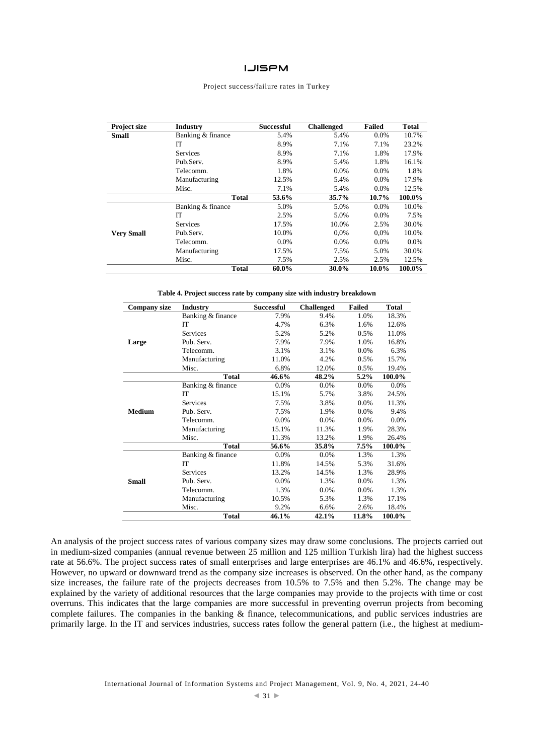| Project size | Industry | Successful | Challenged | Failed | Total |
|---|---|---|---|---|---|
| **Small** | Banking & finance | 5.4% | 5.4% | 0.0% | 10.7% |
| | IT | 8.9% | 7.1% | 7.1% | 23.2% |
| | Services | 8.9% | 7.1% | 1.8% | 17.9% |
| | Pub.Serv. | 8.9% | 5.4% | 1.8% | 16.1% |
| | Telecomm. | 1.8% | 0.0% | 0.0% | 1.8% |
| | Manufacturing | 12.5% | 5.4% | 0.0% | 17.9% |
| | Misc. | 7.1% | 5.4% | 0.0% | 12.5% |
| | **Total** | **53.6%** | **35.7%** | **10.7%** | **100.0%** |
| **Very Small** | Banking & finance | 5.0% | 5.0% | 0.0% | 10.0% |
| | IT | 2.5% | 5.0% | 0.0% | 7.5% |
| | Services | 17.5% | 10.0% | 2.5% | 30.0% |
| | Pub.Serv. | 10.0% | 0,0% | 0,0% | 10.0% |
| | Telecomm. | 0.0% | 0.0% | 0.0% | 0.0% |
| | Manufacturing | 17.5% | 7.5% | 5.0% | 30.0% |
| | Misc. | 7.5% | 2.5% | 2.5% | 12.5% |
| | **Total** | **60.0%** | **30.0%** | **10.0%** | **100.0%** |

**Table 4. Project success rate by company size with industry breakdown**

| Company size | Industry | Successful | Challenged | Failed | Total |
|---|---|---|---|---|---|
| **Large** | Banking & finance | 7.9% | 9.4% | 1.0% | 18.3% |
| | IT | 4.7% | 6.3% | 1.6% | 12.6% |
| | Services | 5.2% | 5.2% | 0.5% | 11.0% |
| | Pub. Serv. | 7.9% | 7.9% | 1.0% | 16.8% |
| | Telecomm. | 3.1% | 3.1% | 0.0% | 6.3% |
| | Manufacturing | 11.0% | 4.2% | 0.5% | 15.7% |
| | Misc. | 6.8% | 12.0% | 0.5% | 19.4% |
| | **Total** | **46.6%** | **48.2%** | **5.2%** | **100.0%** |
| **Medium** | Banking & finance | 0.0% | 0.0% | 0.0% | 0.0% |
| | IT | 15.1% | 5.7% | 3.8% | 24.5% |
| | Services | 7.5% | 3.8% | 0.0% | 11.3% |
| | Pub. Serv. | 7.5% | 1.9% | 0.0% | 9.4% |
| | Telecomm. | 0.0% | 0.0% | 0.0% | 0.0% |
| | Manufacturing | 15.1% | 11.3% | 1.9% | 28.3% |
| | Misc. | 11.3% | 13.2% | 1.9% | 26.4% |
| | **Total** | **56.6%** | **35.8%** | **7.5%** | **100.0%** |
| **Small** | Banking & finance | 0.0% | 0.0% | 1.3% | 1.3% |
| | IT | 11.8% | 14.5% | 5.3% | 31.6% |
| | Services | 13.2% | 14.5% | 1.3% | 28.9% |
| | Pub. Serv. | 0.0% | 1.3% | 0.0% | 1.3% |
| | Telecomm. | 1.3% | 0.0% | 0.0% | 1.3% |
| | Manufacturing | 10.5% | 5.3% | 1.3% | 17.1% |
| | Misc. | 9.2% | 6.6% | 2.6% | 18.4% |
| | **Total** | **46.1%** | **42.1%** | **11.8%** | **100.0%** |

An analysis of the project success rates of various company sizes may draw some conclusions. The projects carried out in medium-sized companies (annual revenue between 25 million and 125 million Turkish lira) had the highest success rate at 56.6%. The project success rates of small enterprises and large enterprises are 46.1% and 46.6%, respectively. However, no upward or downward trend as the company size increases is observed. On the other hand, as the company size increases, the failure rate of the projects decreases from 10.5% to 7.5% and then 5.2%. The change may be explained by the variety of additional resources that the large companies may provide to the projects with time or cost overruns. This indicates that the large companies are more successful in preventing overrun projects from becoming complete failures. The companies in the banking & finance, telecommunications, and public services industries are primarily large. In the IT and services industries, success rates follow the general pattern (i.e., the highest at medium-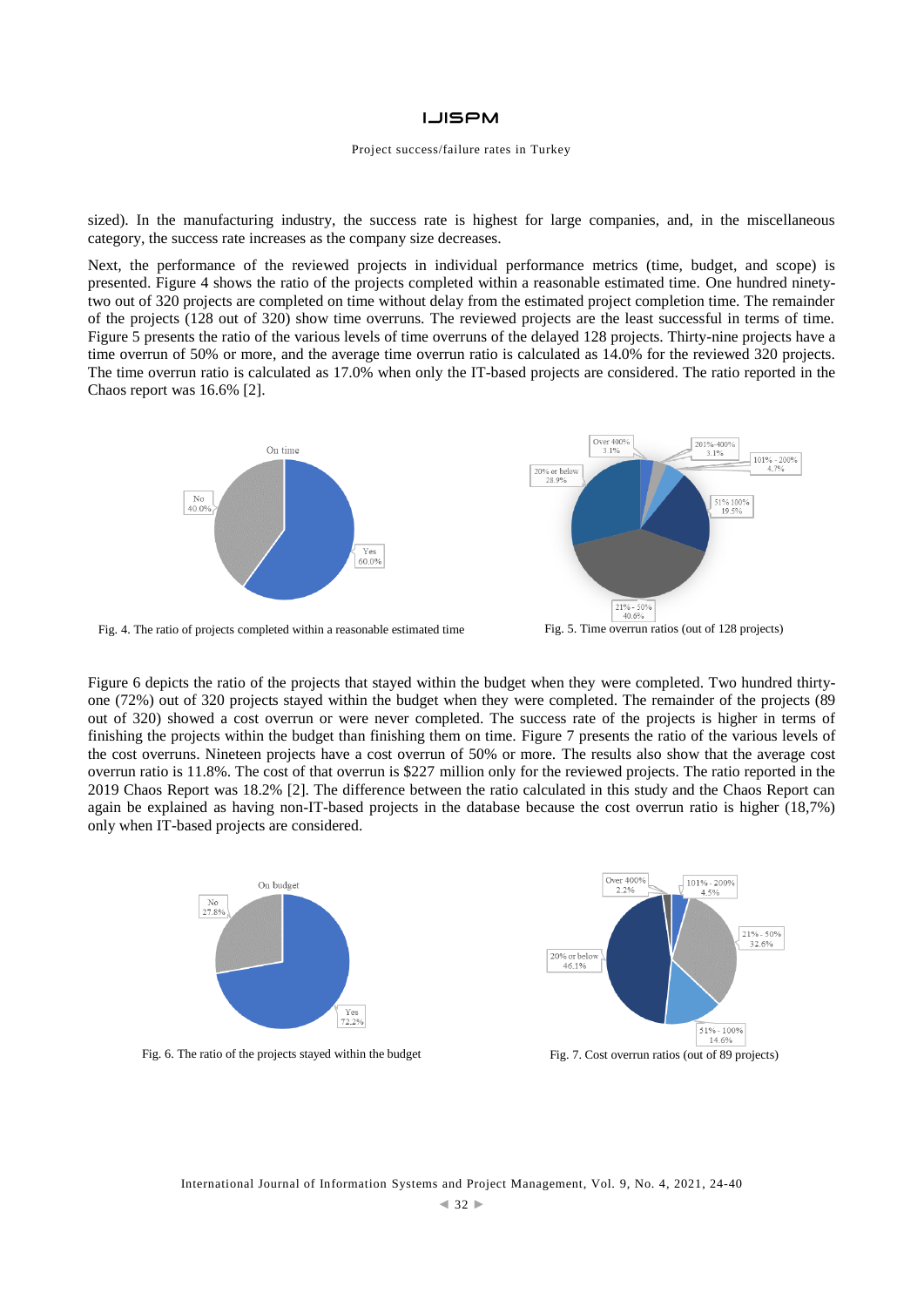sized). In the manufacturing industry, the success rate is highest for large companies, and, in the miscellaneous category, the success rate increases as the company size decreases.

Next, the performance of the reviewed projects in individual performance metrics (time, budget, and scope) is presented. Figure 4 shows the ratio of the projects completed within a reasonable estimated time. One hundred ninety-two out of 320 projects are completed on time without delay from the estimated project completion time. The remainder of the projects (128 out of 320) show time overruns. The reviewed projects are the least successful in terms of time. Figure 5 presents the ratio of the various levels of time overruns of the delayed 128 projects. Thirty-nine projects have a time overrun of 50% or more, and the average time overrun ratio is calculated as 14.0% for the reviewed 320 projects. The time overrun ratio is calculated as 17.0% when only the IT-based projects are considered. The ratio reported in the Chaos report was 16.6% [2].

Fig. 4. The ratio of projects completed within a reasonable estimated time

Fig. 5. Time overrun ratios (out of 128 projects)

Figure 6 depicts the ratio of the projects that stayed within the budget when they were completed. Two hundred thirty-one (72%) out of 320 projects stayed within the budget when they were completed. The remainder of the projects (89 out of 320) showed a cost overrun or were never completed. The success rate of the projects is higher in terms of finishing the projects within the budget than finishing them on time. Figure 7 presents the ratio of the various levels of the cost overruns. Nineteen projects have a cost overrun of 50% or more. The results also show that the average cost overrun ratio is 11.8%. The cost of that overrun is $227 million only for the reviewed projects. The ratio reported in the 2019 Chaos Report was 18.2% [2]. The difference between the ratio calculated in this study and the Chaos Report can again be explained as having non-IT-based projects in the database because the cost overrun ratio is higher (18,7%) only when IT-based projects are considered.

Fig. 6. The ratio of the projects stayed within the budget

Fig. 7. Cost overrun ratios (out of 89 projects)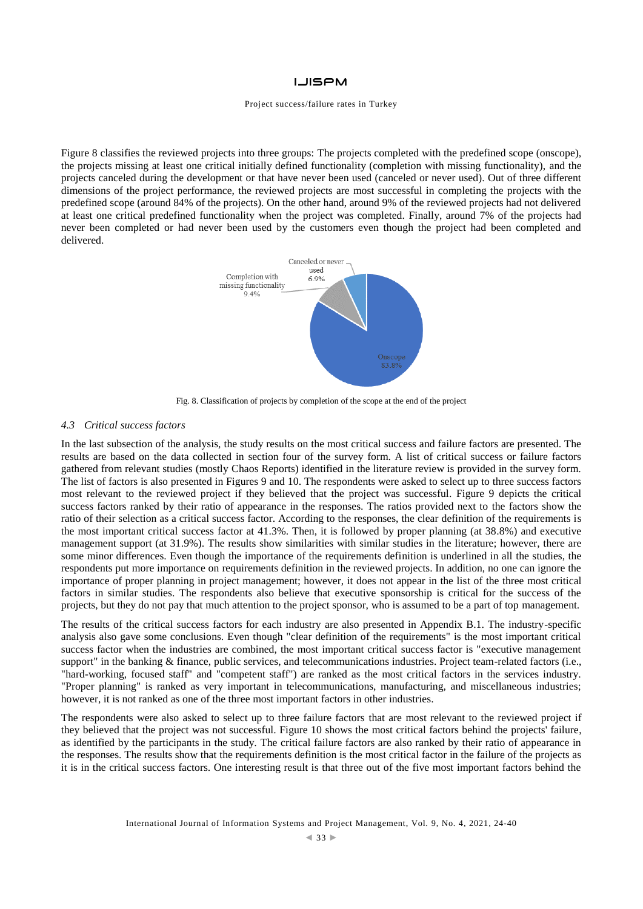Figure 8 classifies the reviewed projects into three groups: The projects completed with the predefined scope (onscope), the projects missing at least one critical initially defined functionality (completion with missing functionality), and the projects canceled during the development or that have never been used (canceled or never used). Out of three different dimensions of the project performance, the reviewed projects are most successful in completing the projects with the predefined scope (around 84% of the projects). On the other hand, around 9% of the reviewed projects had not delivered at least one critical predefined functionality when the project was completed. Finally, around 7% of the projects had never been completed or had never been used by the customers even though the project had been completed and delivered.

Fig. 8. Classification of projects by completion of the scope at the end of the project

### 4.3 Critical success factors

In the last subsection of the analysis, the study results on the most critical success and failure factors are presented. The results are based on the data collected in section four of the survey form. A list of critical success or failure factors gathered from relevant studies (mostly Chaos Reports) identified in the literature review is provided in the survey form. The list of factors is also presented in Figures 9 and 10. The respondents were asked to select up to three success factors most relevant to the reviewed project if they believed that the project was successful. Figure 9 depicts the critical success factors ranked by their ratio of appearance in the responses. The ratios provided next to the factors show the ratio of their selection as a critical success factor. According to the responses, the clear definition of the requirements is the most important critical success factor at 41.3%. Then, it is followed by proper planning (at 38.8%) and executive management support (at 31.9%). The results show similarities with similar studies in the literature; however, there are some minor differences. Even though the importance of the requirements definition is underlined in all the studies, the respondents put more importance on requirements definition in the reviewed projects. In addition, no one can ignore the importance of proper planning in project management; however, it does not appear in the list of the three most critical factors in similar studies. The respondents also believe that executive sponsorship is critical for the success of the projects, but they do not pay that much attention to the project sponsor, who is assumed to be a part of top management.

The results of the critical success factors for each industry are also presented in Appendix B.1. The industry-specific analysis also gave some conclusions. Even though "clear definition of the requirements" is the most important critical success factor when the industries are combined, the most important critical success factor is "executive management support" in the banking & finance, public services, and telecommunications industries. Project team-related factors (i.e., "hard-working, focused staff" and "competent staff") are ranked as the most critical factors in the services industry. "Proper planning" is ranked as very important in telecommunications, manufacturing, and miscellaneous industries; however, it is not ranked as one of the three most important factors in other industries.

The respondents were also asked to select up to three failure factors that are most relevant to the reviewed project if they believed that the project was not successful. Figure 10 shows the most critical factors behind the projects' failure, as identified by the participants in the study. The critical failure factors are also ranked by their ratio of appearance in the responses. The results show that the requirements definition is the most critical factor in the failure of the projects as it is in the critical success factors. One interesting result is that three out of the five most important factors behind the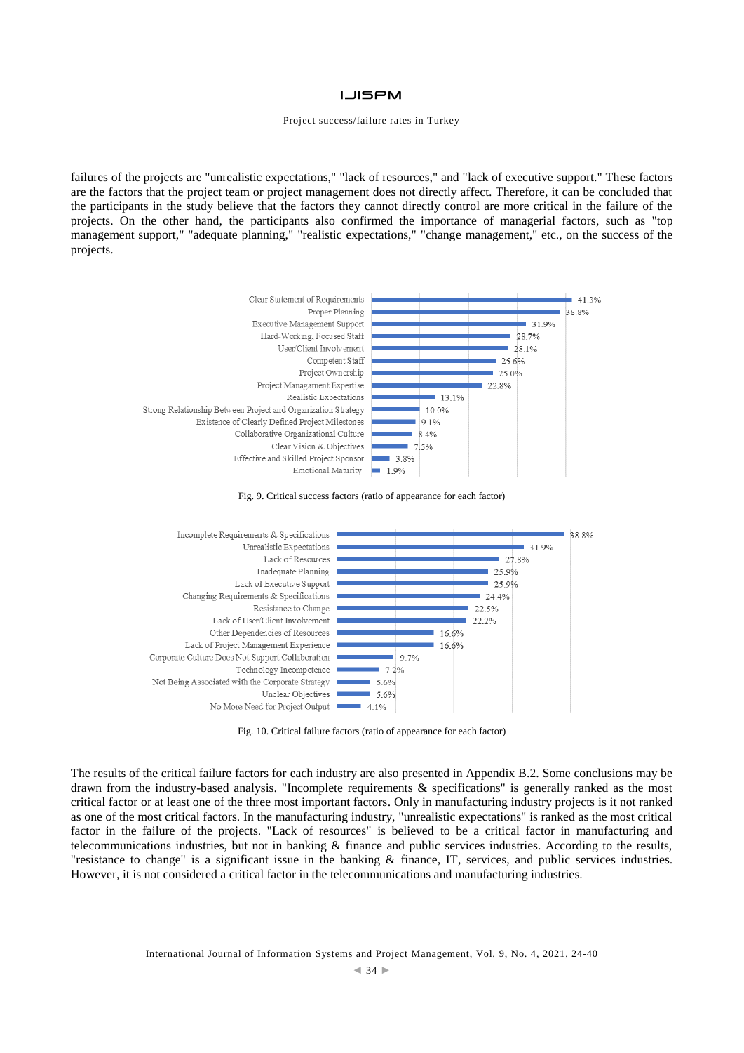failures of the projects are "unrealistic expectations," "lack of resources," and "lack of executive support." These factors are the factors that the project team or project management does not directly affect. Therefore, it can be concluded that the participants in the study believe that the factors they cannot directly control are more critical in the failure of the projects. On the other hand, the participants also confirmed the importance of managerial factors, such as "top management support," "adequate planning," "realistic expectations," "change management," etc., on the success of the projects.

| Factor | Ratio |
|---|---|
| Clear Statement of Requirements | 41.3% |
| Proper Planning | 38.8% |
| Executive Management Support | 31.9% |
| Hard-Working, Focused Staff | 28.7% |
| User/Client Involvement | 28.1% |
| Competent Staff | 25.6% |
| Project Ownership | 25.0% |
| Project Managament Expertise | 22.8% |
| Realistic Expectations | 13.1% |
| Strong Relationship Between Project and Organization Strategy | 10.0% |
| Existence of Clearly Defined Project Milestones | 9.1% |
| Collaborative Organizational Culture | 8.4% |
| Clear Vision & Objectives | 7.5% |
| Effective and Skilled Project Sponsor | 3.8% |
| Emotional Maturity | 1.9% |

Fig. 9. Critical success factors (ratio of appearance for each factor)

| Factor | Ratio |
|---|---|
| Incomplete Requirements & Specifications | 38.8% |
| Unrealistic Expectations | 31.9% |
| Lack of Resources | 27.8% |
| Inadequate Planning | 25.9% |
| Lack of Executive Support | 25.9% |
| Changing Requirements & Specifications | 24.4% |
| Resistance to Change | 22.5% |
| Lack of User/Client Involvement | 22.2% |
| Other Dependencies of Resources | 16.6% |
| Lack of Project Management Experience | 16.6% |
| Corporate Culture Does Not Support Collaboration | 9.7% |
| Technology Incompetence | 7.2% |
| Not Being Associated with the Corporate Strategy | 5.6% |
| Unclear Objectives | 5.6% |
| No More Need for Project Output | 4.1% |

Fig. 10. Critical failure factors (ratio of appearance for each factor)

The results of the critical failure factors for each industry are also presented in Appendix B.2. Some conclusions may be drawn from the industry-based analysis. "Incomplete requirements & specifications" is generally ranked as the most critical factor or at least one of the three most important factors. Only in manufacturing industry projects is it not ranked as one of the most critical factors. In the manufacturing industry, "unrealistic expectations" is ranked as the most critical factor in the failure of the projects. "Lack of resources" is believed to be a critical factor in manufacturing and telecommunications industries, but not in banking & finance and public services industries. According to the results, "resistance to change" is a significant issue in the banking & finance, IT, services, and public services industries. However, it is not considered a critical factor in the telecommunications and manufacturing industries.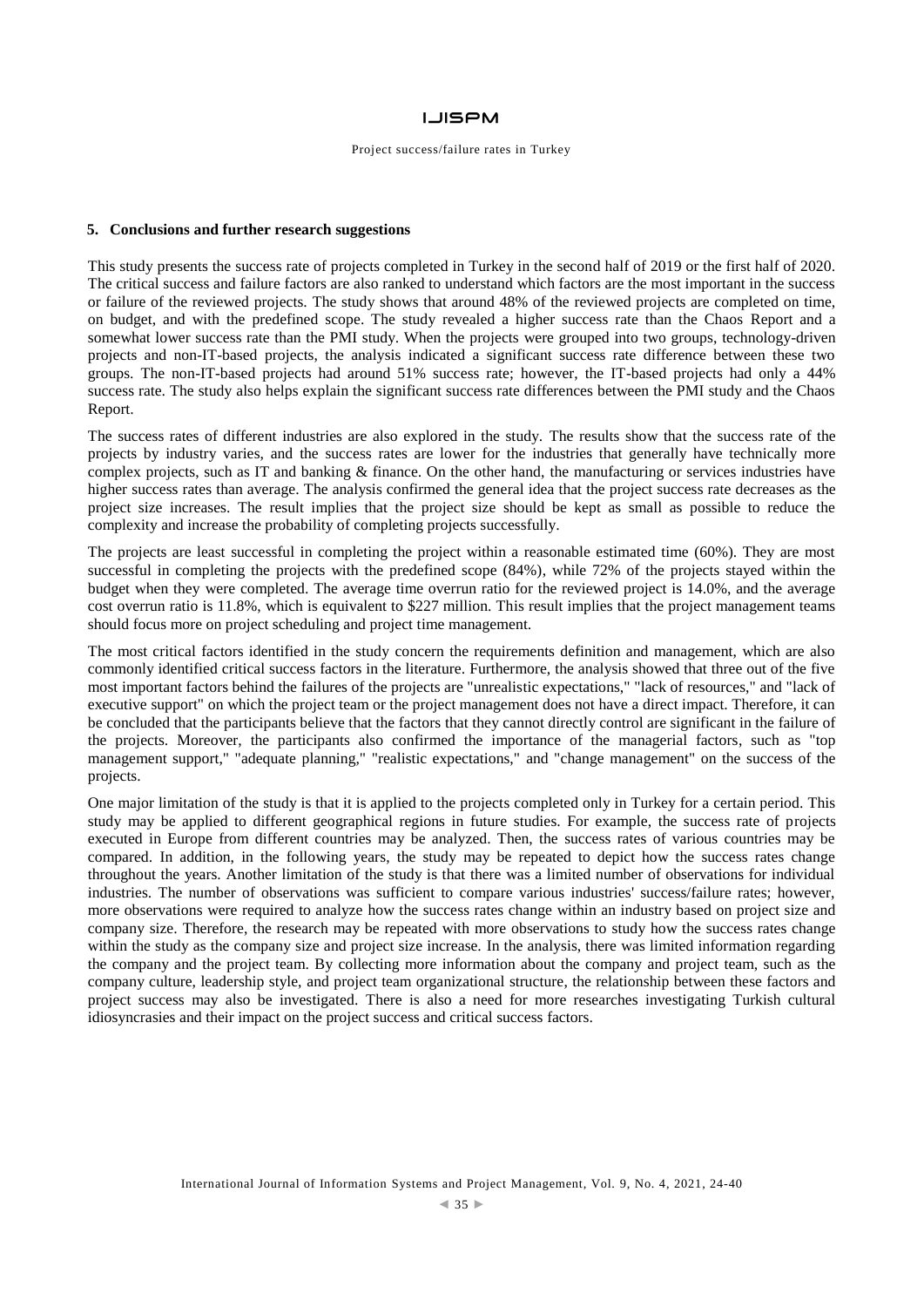## 5. Conclusions and further research suggestions

This study presents the success rate of projects completed in Turkey in the second half of 2019 or the first half of 2020. The critical success and failure factors are also ranked to understand which factors are the most important in the success or failure of the reviewed projects. The study shows that around 48% of the reviewed projects are completed on time, on budget, and with the predefined scope. The study revealed a higher success rate than the Chaos Report and a somewhat lower success rate than the PMI study. When the projects were grouped into two groups, technology-driven projects and non-IT-based projects, the analysis indicated a significant success rate difference between these two groups. The non-IT-based projects had around 51% success rate; however, the IT-based projects had only a 44% success rate. The study also helps explain the significant success rate differences between the PMI study and the Chaos Report.

The success rates of different industries are also explored in the study. The results show that the success rate of the projects by industry varies, and the success rates are lower for the industries that generally have technically more complex projects, such as IT and banking & finance. On the other hand, the manufacturing or services industries have higher success rates than average. The analysis confirmed the general idea that the project success rate decreases as the project size increases. The result implies that the project size should be kept as small as possible to reduce the complexity and increase the probability of completing projects successfully.

The projects are least successful in completing the project within a reasonable estimated time (60%). They are most successful in completing the projects with the predefined scope (84%), while 72% of the projects stayed within the budget when they were completed. The average time overrun ratio for the reviewed project is 14.0%, and the average cost overrun ratio is 11.8%, which is equivalent to $227 million. This result implies that the project management teams should focus more on project scheduling and project time management.

The most critical factors identified in the study concern the requirements definition and management, which are also commonly identified critical success factors in the literature. Furthermore, the analysis showed that three out of the five most important factors behind the failures of the projects are "unrealistic expectations," "lack of resources," and "lack of executive support" on which the project team or the project management does not have a direct impact. Therefore, it can be concluded that the participants believe that the factors that they cannot directly control are significant in the failure of the projects. Moreover, the participants also confirmed the importance of the managerial factors, such as "top management support," "adequate planning," "realistic expectations," and "change management" on the success of the projects.

One major limitation of the study is that it is applied to the projects completed only in Turkey for a certain period. This study may be applied to different geographical regions in future studies. For example, the success rate of projects executed in Europe from different countries may be analyzed. Then, the success rates of various countries may be compared. In addition, in the following years, the study may be repeated to depict how the success rates change throughout the years. Another limitation of the study is that there was a limited number of observations for individual industries. The number of observations was sufficient to compare various industries' success/failure rates; however, more observations were required to analyze how the success rates change within an industry based on project size and company size. Therefore, the research may be repeated with more observations to study how the success rates change within the study as the company size and project size increase. In the analysis, there was limited information regarding the company and the project team. By collecting more information about the company and project team, such as the company culture, leadership style, and project team organizational structure, the relationship between these factors and project success may also be investigated. There is also a need for more researches investigating Turkish cultural idiosyncrasies and their impact on the project success and critical success factors.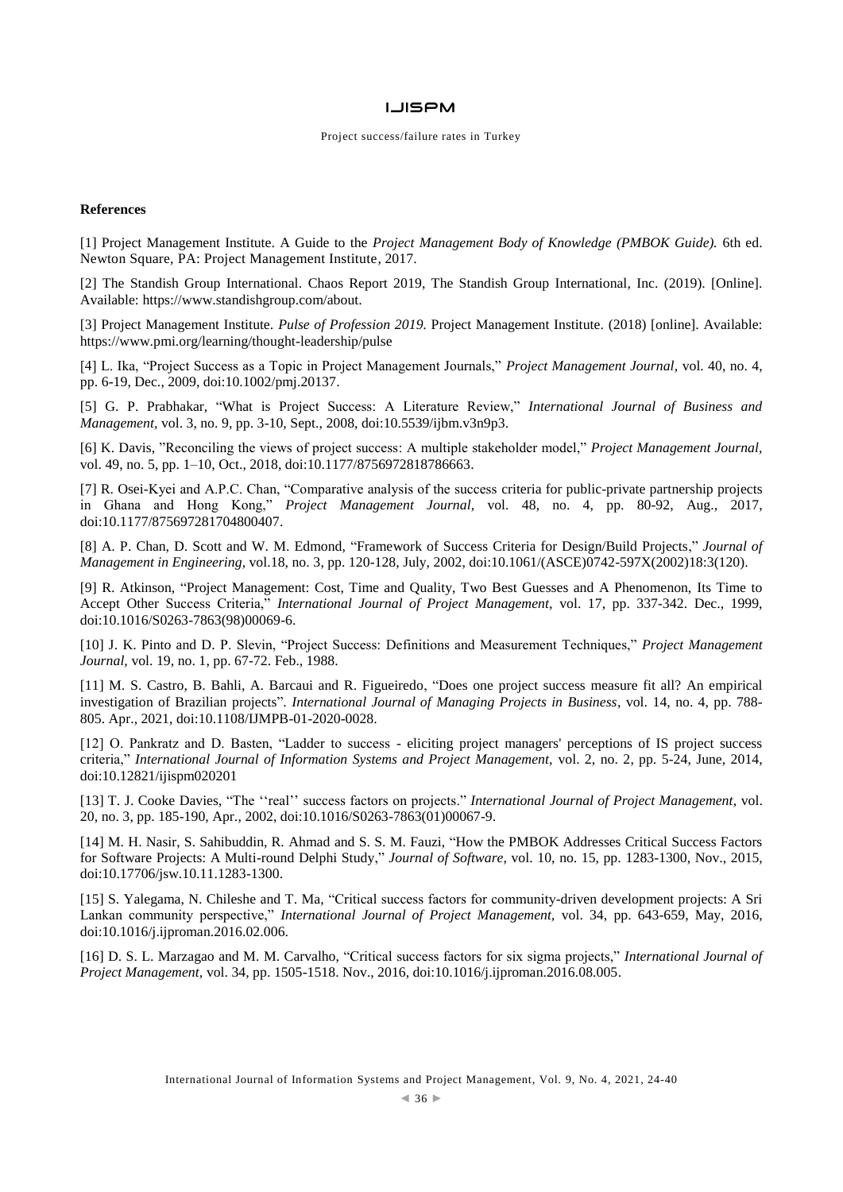**References**

[1] Project Management Institute. A Guide to the *Project Management Body of Knowledge (PMBOK Guide).* 6th ed. Newton Square, PA: Project Management Institute, 2017.

[2] The Standish Group International. Chaos Report 2019, The Standish Group International, Inc. (2019). [Online]. Available: https://www.standishgroup.com/about.

[3] Project Management Institute. *Pulse of Profession 2019.* Project Management Institute. (2018) [online]. Available: https://www.pmi.org/learning/thought-leadership/pulse

[4] L. Ika, "Project Success as a Topic in Project Management Journals," *Project Management Journal*, vol. 40, no. 4, pp. 6-19, Dec., 2009, doi:10.1002/pmj.20137.

[5] G. P. Prabhakar, "What is Project Success: A Literature Review," *International Journal of Business and Management*, vol. 3, no. 9, pp. 3-10, Sept., 2008, doi:10.5539/ijbm.v3n9p3.

[6] K. Davis, "Reconciling the views of project success: A multiple stakeholder model," *Project Management Journal*, vol. 49, no. 5, pp. 1–10, Oct., 2018, doi:10.1177/8756972818786663.

[7] R. Osei-Kyei and A.P.C. Chan, "Comparative analysis of the success criteria for public-private partnership projects in Ghana and Hong Kong," *Project Management Journal,* vol. 48, no. 4, pp. 80-92, Aug., 2017, doi:10.1177/875697281704800407.

[8] A. P. Chan, D. Scott and W. M. Edmond, "Framework of Success Criteria for Design/Build Projects," *Journal of Management in Engineering*, vol.18, no. 3, pp. 120-128, July, 2002, doi:10.1061/(ASCE)0742-597X(2002)18:3(120).

[9] R. Atkinson, "Project Management: Cost, Time and Quality, Two Best Guesses and A Phenomenon, Its Time to Accept Other Success Criteria," *International Journal of Project Management,* vol. 17, pp. 337-342. Dec., 1999, doi:10.1016/S0263-7863(98)00069-6.

[10] J. K. Pinto and D. P. Slevin, "Project Success: Definitions and Measurement Techniques," *Project Management Journal,* vol. 19, no. 1, pp. 67-72. Feb., 1988.

[11] M. S. Castro, B. Bahli, A. Barcaui and R. Figueiredo, "Does one project success measure fit all? An empirical investigation of Brazilian projects". *International Journal of Managing Projects in Business*, vol. 14, no. 4, pp. 788-805. Apr., 2021, doi:10.1108/IJMPB-01-2020-0028.

[12] O. Pankratz and D. Basten, "Ladder to success - eliciting project managers' perceptions of IS project success criteria," *International Journal of Information Systems and Project Management,* vol. 2, no. 2, pp. 5-24, June, 2014, doi:10.12821/ijispm020201

[13] T. J. Cooke Davies, "The ''real'' success factors on projects." *International Journal of Project Management*, vol. 20, no. 3, pp. 185-190, Apr., 2002, doi:10.1016/S0263-7863(01)00067-9.

[14] M. H. Nasir, S. Sahibuddin, R. Ahmad and S. S. M. Fauzi, "How the PMBOK Addresses Critical Success Factors for Software Projects: A Multi-round Delphi Study," *Journal of Software*, vol. 10, no. 15, pp. 1283-1300, Nov., 2015, doi:10.17706/jsw.10.11.1283-1300.

[15] S. Yalegama, N. Chileshe and T. Ma, "Critical success factors for community-driven development projects: A Sri Lankan community perspective," *International Journal of Project Management,* vol. 34, pp. 643-659, May, 2016, doi:10.1016/j.ijproman.2016.02.006.

[16] D. S. L. Marzagao and M. M. Carvalho, "Critical success factors for six sigma projects," *International Journal of Project Management,* vol. 34, pp. 1505-1518. Nov., 2016, doi:10.1016/j.ijproman.2016.08.005.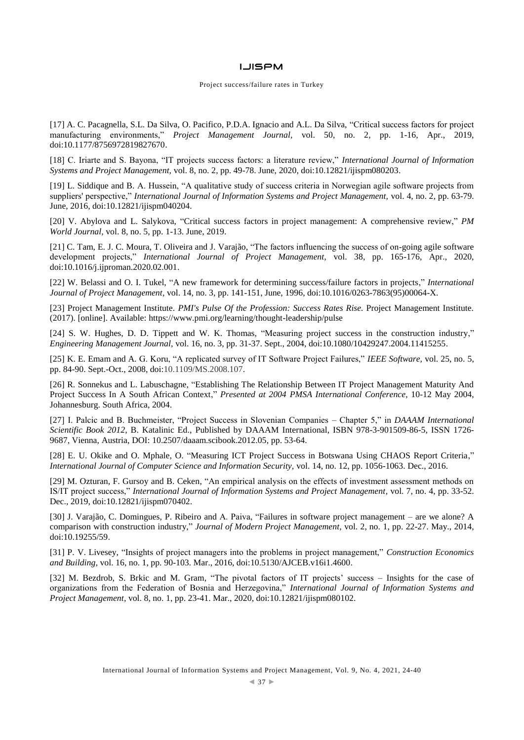[17] A. C. Pacagnella, S.L. Da Silva, O. Pacifico, P.D.A. Ignacio and A.L. Da Silva, "Critical success factors for project manufacturing environments," *Project Management Journal*, vol. 50, no. 2, pp. 1-16, Apr., 2019, doi:10.1177/8756972819827670.

[18] C. Iriarte and S. Bayona, "IT projects success factors: a literature review," *International Journal of Information Systems and Project Management*, vol. 8, no. 2, pp. 49-78. June, 2020, doi:10.12821/ijispm080203.

[19] L. Siddique and B. A. Hussein, "A qualitative study of success criteria in Norwegian agile software projects from suppliers' perspective," *International Journal of Information Systems and Project Management*, vol. 4, no. 2, pp. 63-79. June, 2016, doi:10.12821/ijispm040204.

[20] V. Abylova and L. Salykova, "Critical success factors in project management: A comprehensive review," *PM World Journal*, vol. 8, no. 5, pp. 1-13. June, 2019.

[21] C. Tam, E. J. C. Moura, T. Oliveira and J. Varajão, "The factors influencing the success of on-going agile software development projects," *International Journal of Project Management*, vol. 38, pp. 165-176, Apr., 2020, doi:10.1016/j.ijproman.2020.02.001.

[22] W. Belassi and O. I. Tukel, "A new framework for determining success/failure factors in projects," *International Journal of Project Management*, vol. 14, no. 3, pp. 141-151, June, 1996, doi:10.1016/0263-7863(95)00064-X.

[23] Project Management Institute. *PMI's Pulse Of the Profession: Success Rates Rise.* Project Management Institute. (2017). [online]. Available: https://www.pmi.org/learning/thought-leadership/pulse

[24] S. W. Hughes, D. D. Tippett and W. K. Thomas, "Measuring project success in the construction industry," *Engineering Management Journal*, vol. 16, no. 3, pp. 31-37. Sept., 2004, doi:10.1080/10429247.2004.11415255.

[25] K. E. Emam and A. G. Koru, "A replicated survey of IT Software Project Failures," *IEEE Software*, vol. 25, no. 5, pp. 84-90. Sept.-Oct., 2008, doi:10.1109/MS.2008.107.

[26] R. Sonnekus and L. Labuschagne, "Establishing The Relationship Between IT Project Management Maturity And Project Success In A South African Context," *Presented at 2004 PMSA International Conference*, 10-12 May 2004, Johannesburg. South Africa, 2004.

[27] I. Palcic and B. Buchmeister, "Project Success in Slovenian Companies – Chapter 5," in *DAAAM International Scientific Book 2012*, B. Katalinic Ed., Published by DAAAM International, ISBN 978-3-901509-86-5, ISSN 1726-9687, Vienna, Austria, DOI: 10.2507/daaam.scibook.2012.05, pp. 53-64.

[28] E. U. Okike and O. Mphale, O. "Measuring ICT Project Success in Botswana Using CHAOS Report Criteria," *International Journal of Computer Science and Information Security*, vol. 14, no. 12, pp. 1056-1063. Dec., 2016.

[29] M. Ozturan, F. Gursoy and B. Ceken, "An empirical analysis on the effects of investment assessment methods on IS/IT project success," *International Journal of Information Systems and Project Management*, vol. 7, no. 4, pp. 33-52. Dec., 2019, doi:10.12821/ijispm070402.

[30] J. Varajão, C. Domingues, P. Ribeiro and A. Paiva, "Failures in software project management – are we alone? A comparison with construction industry," *Journal of Modern Project Management*, vol. 2, no. 1, pp. 22-27. May., 2014, doi:10.19255/59.

[31] P. V. Livesey, "Insights of project managers into the problems in project management," *Construction Economics and Building*, vol. 16, no. 1, pp. 90-103. Mar., 2016, doi:10.5130/AJCEB.v16i1.4600.

[32] M. Bezdrob, S. Brkic and M. Gram, "The pivotal factors of IT projects' success – Insights for the case of organizations from the Federation of Bosnia and Herzegovina," *International Journal of Information Systems and Project Management*, vol. 8, no. 1, pp. 23-41. Mar., 2020, doi:10.12821/ijispm080102.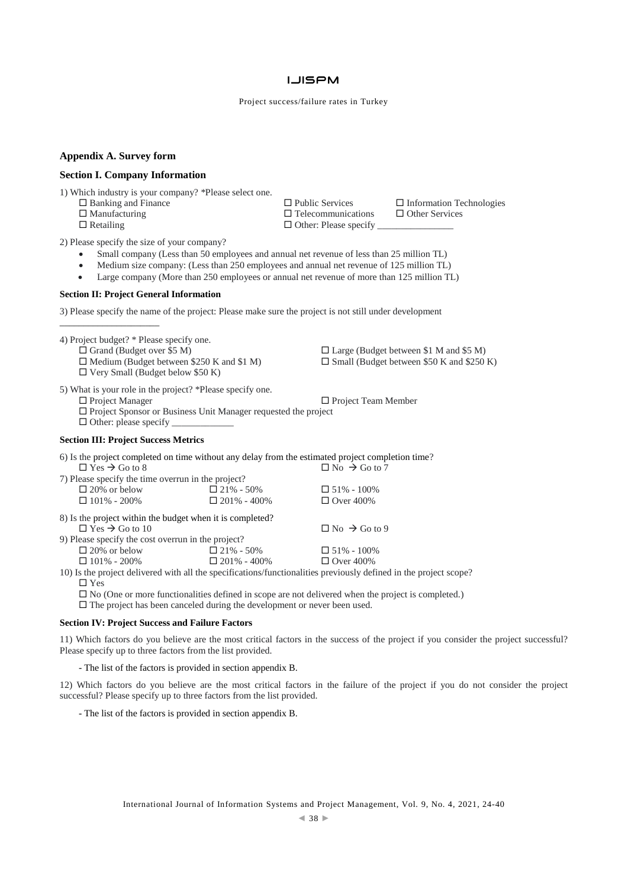## Appendix A. Survey form

### Section I. Company Information

1) Which industry is your company? *Please select one.

- ☐ Banking and Finance
- ☐ Manufacturing
- ☐ Retailing
- ☐ Public Services
- ☐ Telecommunications
- ☐ Other: Please specify ________________
- ☐ Information Technologies
- ☐ Other Services

2) Please specify the size of your company?

- Small company (Less than 50 employees and annual net revenue of less than 25 million TL)
- Medium size company: (Less than 250 employees and annual net revenue of 125 million TL)
- Large company (More than 250 employees or annual net revenue of more than 125 million TL)

#### Section II: Project General Information

3) Please specify the name of the project: Please make sure the project is not still under development

_____________________

4) Project budget? * Please specify one.

- ☐ Grand (Budget over $5 M)
- ☐ Medium (Budget between $250 K and $1 M)
- ☐ Very Small (Budget below $50 K)
- ☐ Large (Budget between $1 M and $5 M)
- ☐ Small (Budget between $50 K and $250 K)

5) What is your role in the project? *Please specify one.

- ☐ Project Manager
- ☐ Project Team Member
- ☐ Project Sponsor or Business Unit Manager requested the project
- ☐ Other: please specify _____________

#### Section III: Project Success Metrics

6) Is the project completed on time without any delay from the estimated project completion time?

- ☐ Yes → Go to 8
- ☐ No → Go to 7

7) Please specify the time overrun in the project?

- ☐ 20% or below
- ☐ 21% - 50%
- ☐ 51% - 100%
- ☐ 101% - 200%
- ☐ 201% - 400%
- ☐ Over 400%

8) Is the project within the budget when it is completed?

- ☐ Yes → Go to 10
- ☐ No → Go to 9

9) Please specify the cost overrun in the project?

- ☐ 20% or below
- ☐ 21% - 50%
- ☐ 51% - 100%
- ☐ 101% - 200%
- ☐ 201% - 400%
- ☐ Over 400%

10) Is the project delivered with all the specifications/functionalities previously defined in the project scope?

- ☐ Yes
- ☐ No (One or more functionalities defined in scope are not delivered when the project is completed.)
- ☐ The project has been canceled during the development or never been used.

#### Section IV: Project Success and Failure Factors

11) Which factors do you believe are the most critical factors in the success of the project if you consider the project successful? Please specify up to three factors from the list provided.

- The list of the factors is provided in section appendix B.

12) Which factors do you believe are the most critical factors in the failure of the project if you do not consider the project successful? Please specify up to three factors from the list provided.

- The list of the factors is provided in section appendix B.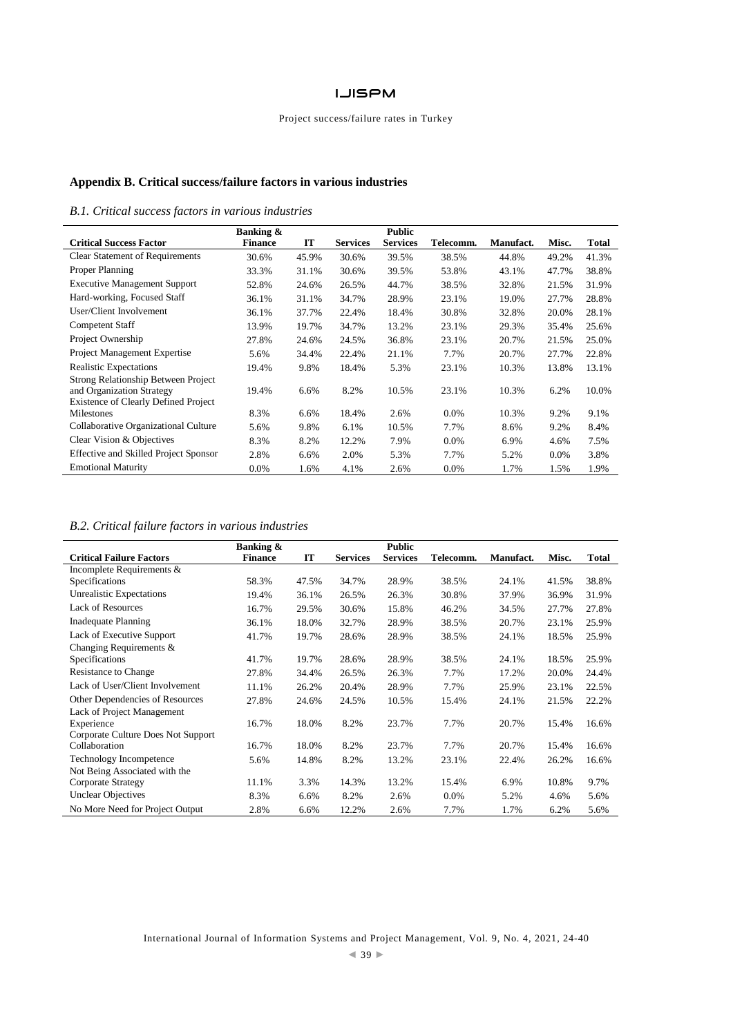## Appendix B. Critical success/failure factors in various industries

### *B.1. Critical success factors in various industries*

| Critical Success Factor | Banking & Finance | IT | Services | Public Services | Telecomm. | Manufact. | Misc. | Total |
|---|---|---|---|---|---|---|---|---|
| Clear Statement of Requirements | 30.6% | 45.9% | 30.6% | 39.5% | 38.5% | 44.8% | 49.2% | 41.3% |
| Proper Planning | 33.3% | 31.1% | 30.6% | 39.5% | 53.8% | 43.1% | 47.7% | 38.8% |
| Executive Management Support | 52.8% | 24.6% | 26.5% | 44.7% | 38.5% | 32.8% | 21.5% | 31.9% |
| Hard-working, Focused Staff | 36.1% | 31.1% | 34.7% | 28.9% | 23.1% | 19.0% | 27.7% | 28.8% |
| User/Client Involvement | 36.1% | 37.7% | 22.4% | 18.4% | 30.8% | 32.8% | 20.0% | 28.1% |
| Competent Staff | 13.9% | 19.7% | 34.7% | 13.2% | 23.1% | 29.3% | 35.4% | 25.6% |
| Project Ownership | 27.8% | 24.6% | 24.5% | 36.8% | 23.1% | 20.7% | 21.5% | 25.0% |
| Project Management Expertise | 5.6% | 34.4% | 22.4% | 21.1% | 7.7% | 20.7% | 27.7% | 22.8% |
| Realistic Expectations | 19.4% | 9.8% | 18.4% | 5.3% | 23.1% | 10.3% | 13.8% | 13.1% |
| Strong Relationship Between Project and Organization Strategy | 19.4% | 6.6% | 8.2% | 10.5% | 23.1% | 10.3% | 6.2% | 10.0% |
| Existence of Clearly Defined Project Milestones | 8.3% | 6.6% | 18.4% | 2.6% | 0.0% | 10.3% | 9.2% | 9.1% |
| Collaborative Organizational Culture | 5.6% | 9.8% | 6.1% | 10.5% | 7.7% | 8.6% | 9.2% | 8.4% |
| Clear Vision & Objectives | 8.3% | 8.2% | 12.2% | 7.9% | 0.0% | 6.9% | 4.6% | 7.5% |
| Effective and Skilled Project Sponsor | 2.8% | 6.6% | 2.0% | 5.3% | 7.7% | 5.2% | 0.0% | 3.8% |
| Emotional Maturity | 0.0% | 1.6% | 4.1% | 2.6% | 0.0% | 1.7% | 1.5% | 1.9% |

### *B.2. Critical failure factors in various industries*

| Critical Failure Factors | Banking & Finance | IT | Services | Public Services | Telecomm. | Manufact. | Misc. | Total |
|---|---|---|---|---|---|---|---|---|
| Incomplete Requirements & Specifications | 58.3% | 47.5% | 34.7% | 28.9% | 38.5% | 24.1% | 41.5% | 38.8% |
| Unrealistic Expectations | 19.4% | 36.1% | 26.5% | 26.3% | 30.8% | 37.9% | 36.9% | 31.9% |
| Lack of Resources | 16.7% | 29.5% | 30.6% | 15.8% | 46.2% | 34.5% | 27.7% | 27.8% |
| Inadequate Planning | 36.1% | 18.0% | 32.7% | 28.9% | 38.5% | 20.7% | 23.1% | 25.9% |
| Lack of Executive Support | 41.7% | 19.7% | 28.6% | 28.9% | 38.5% | 24.1% | 18.5% | 25.9% |
| Changing Requirements & Specifications | 41.7% | 19.7% | 28.6% | 28.9% | 38.5% | 24.1% | 18.5% | 25.9% |
| Resistance to Change | 27.8% | 34.4% | 26.5% | 26.3% | 7.7% | 17.2% | 20.0% | 24.4% |
| Lack of User/Client Involvement | 11.1% | 26.2% | 20.4% | 28.9% | 7.7% | 25.9% | 23.1% | 22.5% |
| Other Dependencies of Resources | 27.8% | 24.6% | 24.5% | 10.5% | 15.4% | 24.1% | 21.5% | 22.2% |
| Lack of Project Management Experience | 16.7% | 18.0% | 8.2% | 23.7% | 7.7% | 20.7% | 15.4% | 16.6% |
| Corporate Culture Does Not Support Collaboration | 16.7% | 18.0% | 8.2% | 23.7% | 7.7% | 20.7% | 15.4% | 16.6% |
| Technology Incompetence | 5.6% | 14.8% | 8.2% | 13.2% | 23.1% | 22.4% | 26.2% | 16.6% |
| Not Being Associated with the Corporate Strategy | 11.1% | 3.3% | 14.3% | 13.2% | 15.4% | 6.9% | 10.8% | 9.7% |
| Unclear Objectives | 8.3% | 6.6% | 8.2% | 2.6% | 0.0% | 5.2% | 4.6% | 5.6% |
| No More Need for Project Output | 2.8% | 6.6% | 12.2% | 2.6% | 7.7% | 1.7% | 6.2% | 5.6% |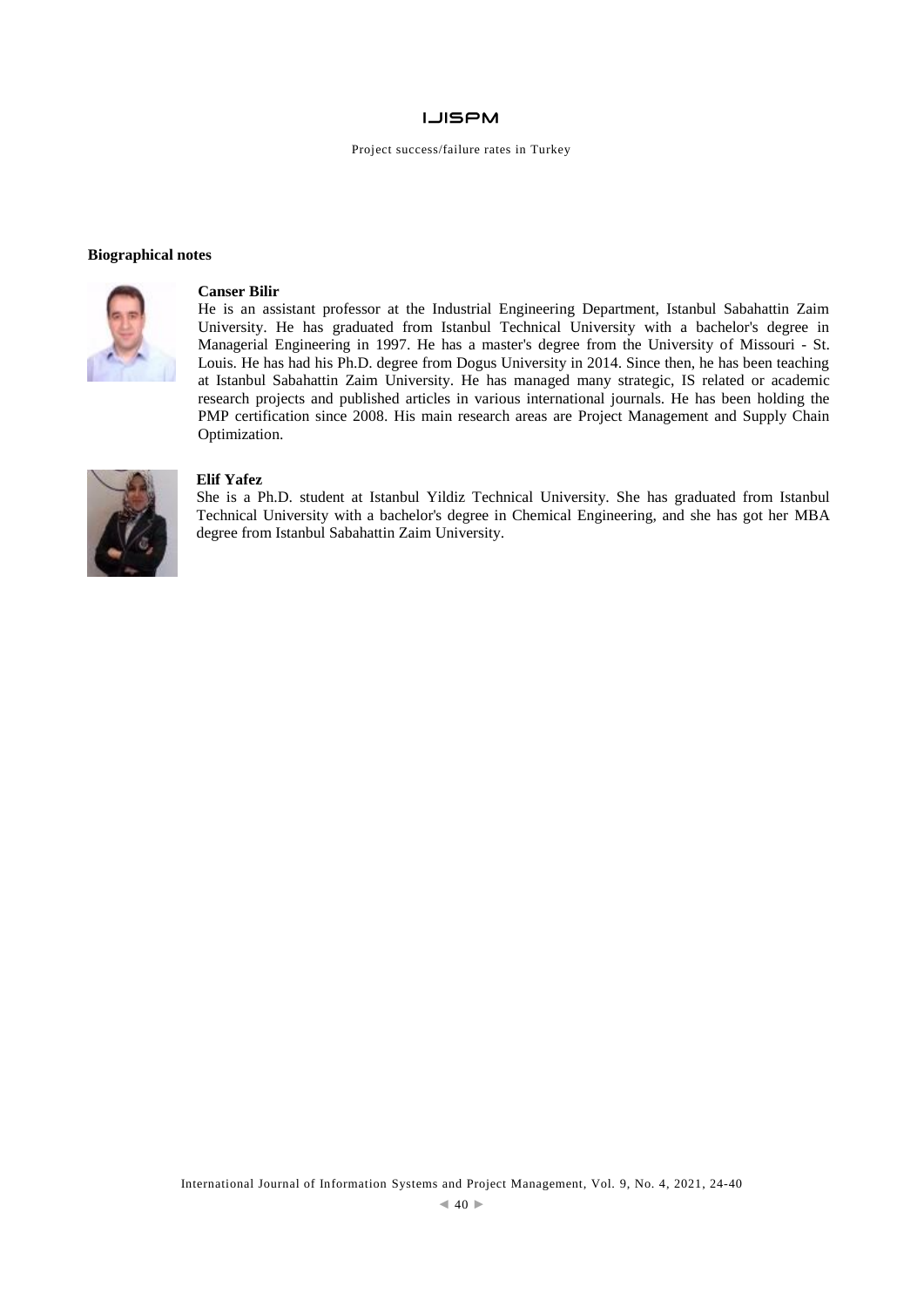**Biographical notes**

**Canser Bilir**

He is an assistant professor at the Industrial Engineering Department, Istanbul Sabahattin Zaim University. He has graduated from Istanbul Technical University with a bachelor's degree in Managerial Engineering in 1997. He has a master's degree from the University of Missouri - St. Louis. He has had his Ph.D. degree from Dogus University in 2014. Since then, he has been teaching at Istanbul Sabahattin Zaim University. He has managed many strategic, IS related or academic research projects and published articles in various international journals. He has been holding the PMP certification since 2008. His main research areas are Project Management and Supply Chain Optimization.

**Elif Yafez**

She is a Ph.D. student at Istanbul Yildiz Technical University. She has graduated from Istanbul Technical University with a bachelor's degree in Chemical Engineering, and she has got her MBA degree from Istanbul Sabahattin Zaim University.